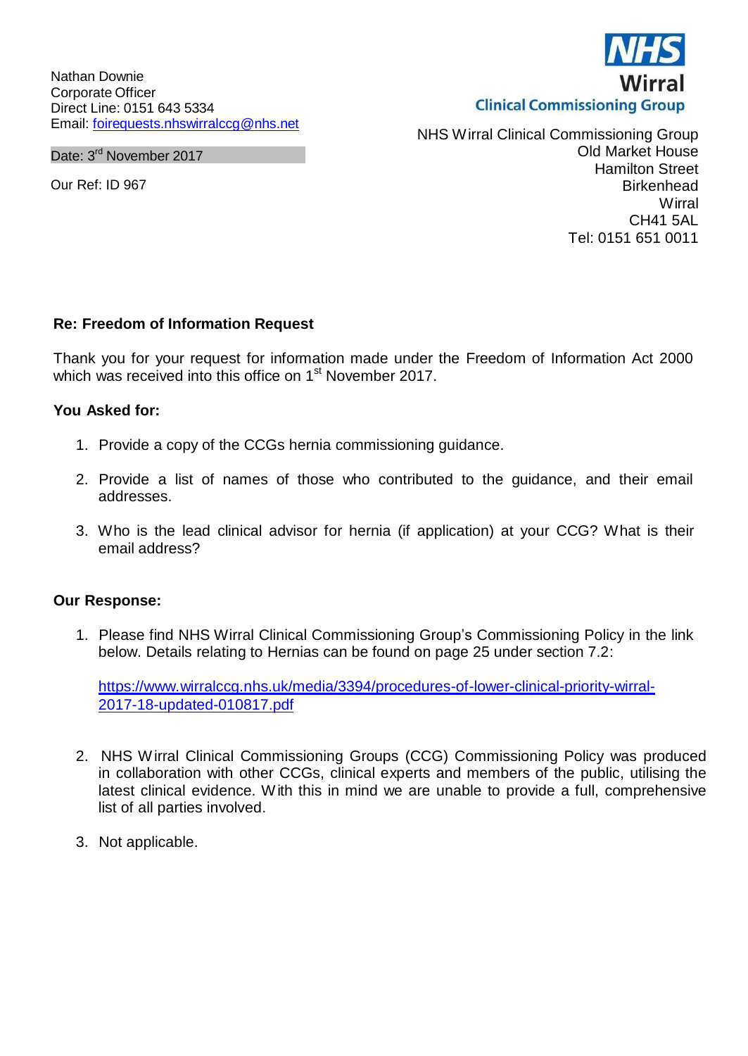Nathan Downie
Corporate Officer
Direct Line: 0151 643 5334
Email: foirequests.nhswirralccg@nhs.net

**NHS Wirral Clinical Commissioning Group**

NHS Wirral Clinical Commissioning Group
Old Market House
Hamilton Street
Birkenhead
Wirral
CH41 5AL
Tel: 0151 651 0011

Date: 3rd November 2017

Our Ref: ID 967

**Re: Freedom of Information Request**

Thank you for your request for information made under the Freedom of Information Act 2000 which was received into this office on 1st November 2017.

**You Asked for:**

1. Provide a copy of the CCGs hernia commissioning guidance.
2. Provide a list of names of those who contributed to the guidance, and their email addresses.
3. Who is the lead clinical advisor for hernia (if application) at your CCG? What is their email address?

**Our Response:**

1. Please find NHS Wirral Clinical Commissioning Group's Commissioning Policy in the link below. Details relating to Hernias can be found on page 25 under section 7.2:

   https://www.wirralccg.nhs.uk/media/3394/procedures-of-lower-clinical-priority-wirral-2017-18-updated-010817.pdf

2. NHS Wirral Clinical Commissioning Groups (CCG) Commissioning Policy was produced in collaboration with other CCGs, clinical experts and members of the public, utilising the latest clinical evidence. With this in mind we are unable to provide a full, comprehensive list of all parties involved.
3. Not applicable.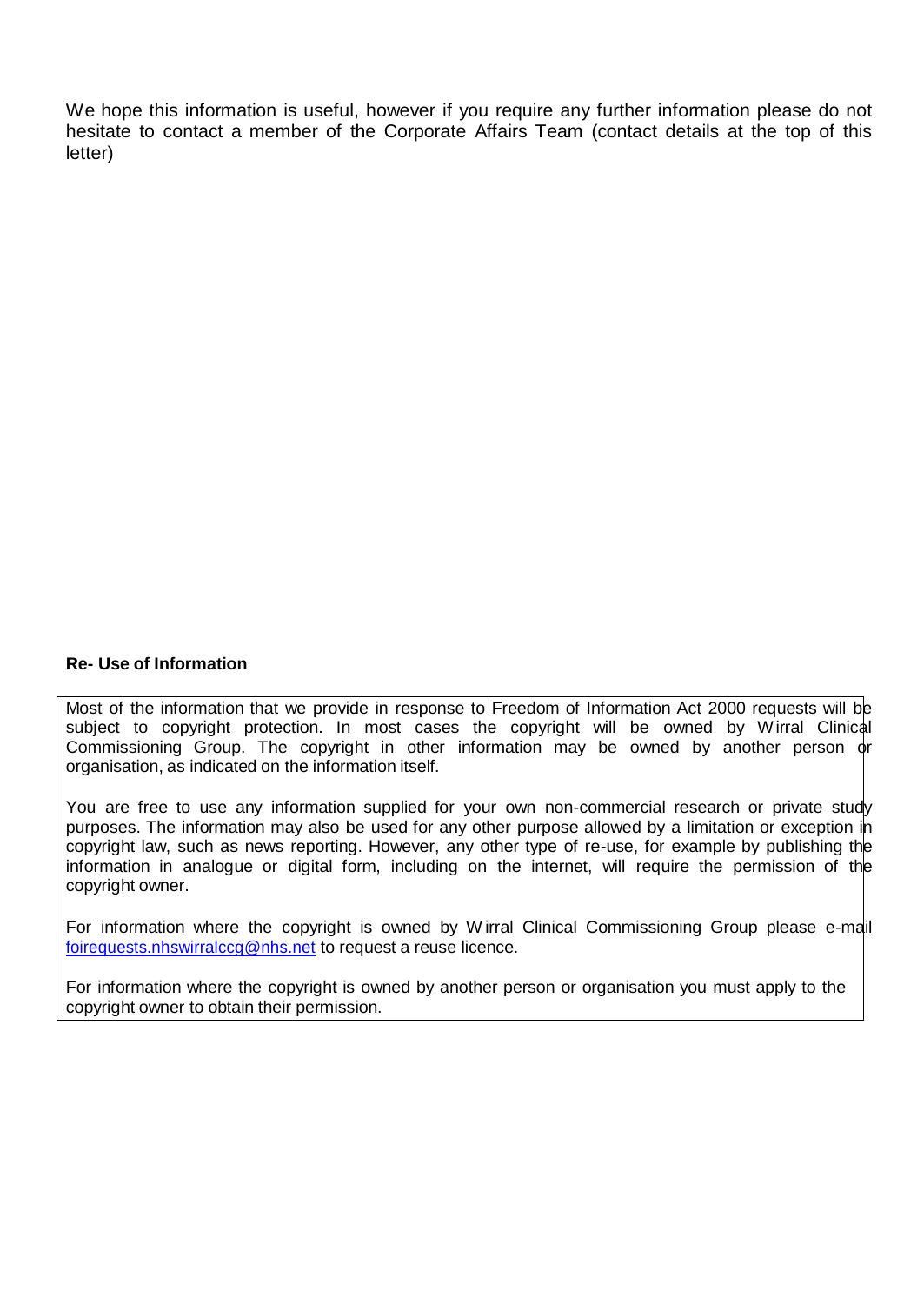We hope this information is useful, however if you require any further information please do not hesitate to contact a member of the Corporate Affairs Team (contact details at the top of this letter)

**Re- Use of Information**

Most of the information that we provide in response to Freedom of Information Act 2000 requests will be subject to copyright protection. In most cases the copyright will be owned by Wirral Clinical Commissioning Group. The copyright in other information may be owned by another person or organisation, as indicated on the information itself.

You are free to use any information supplied for your own non-commercial research or private study purposes. The information may also be used for any other purpose allowed by a limitation or exception in copyright law, such as news reporting. However, any other type of re-use, for example by publishing the information in analogue or digital form, including on the internet, will require the permission of the copyright owner.

For information where the copyright is owned by Wirral Clinical Commissioning Group please e-mail foirequests.nhswirralccg@nhs.net to request a reuse licence.

For information where the copyright is owned by another person or organisation you must apply to the copyright owner to obtain their permission.